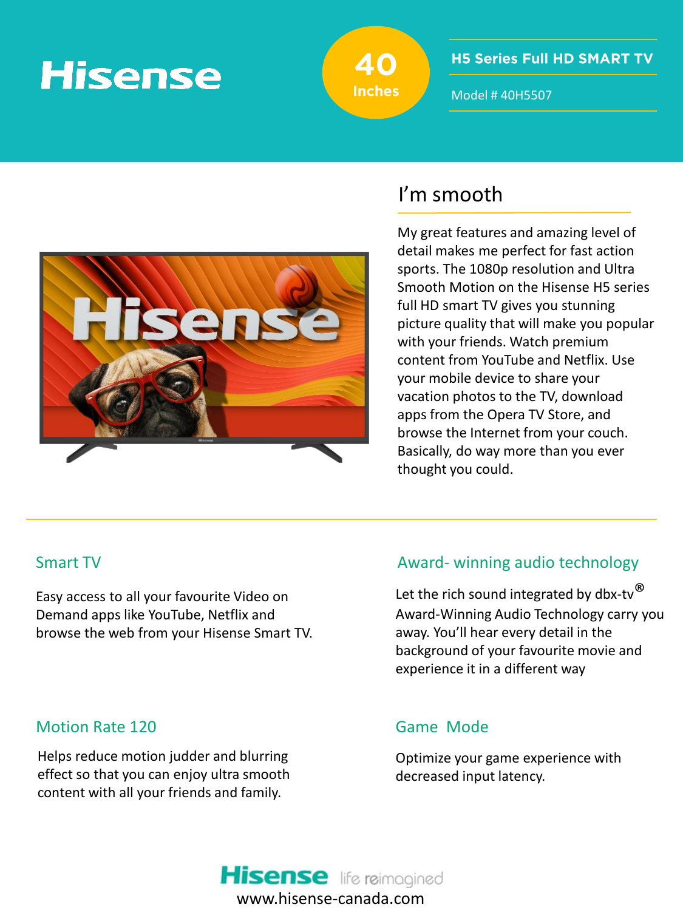# Hisense

**40 Inches**

## H5 Series Full HD SMART TV

Model # 40H5507

## I'm smooth

My great features and amazing level of detail makes me perfect for fast action sports. The 1080p resolution and Ultra Smooth Motion on the Hisense H5 series full HD smart TV gives you stunning picture quality that will make you popular with your friends. Watch premium content from YouTube and Netflix. Use your mobile device to share your vacation photos to the TV, download apps from the Opera TV Store, and browse the Internet from your couch. Basically, do way more than you ever thought you could.

### Smart TV

Easy access to all your favourite Video on Demand apps like YouTube, Netflix and browse the web from your Hisense Smart TV.

### Award- winning audio technology

Let the rich sound integrated by dbx-tv® Award-Winning Audio Technology carry you away. You'll hear every detail in the background of your favourite movie and experience it in a different way

### Motion Rate 120

Helps reduce motion judder and blurring effect so that you can enjoy ultra smooth content with all your friends and family.

### Game Mode

Optimize your game experience with decreased input latency.

Hisense life reimagined

www.hisense-canada.com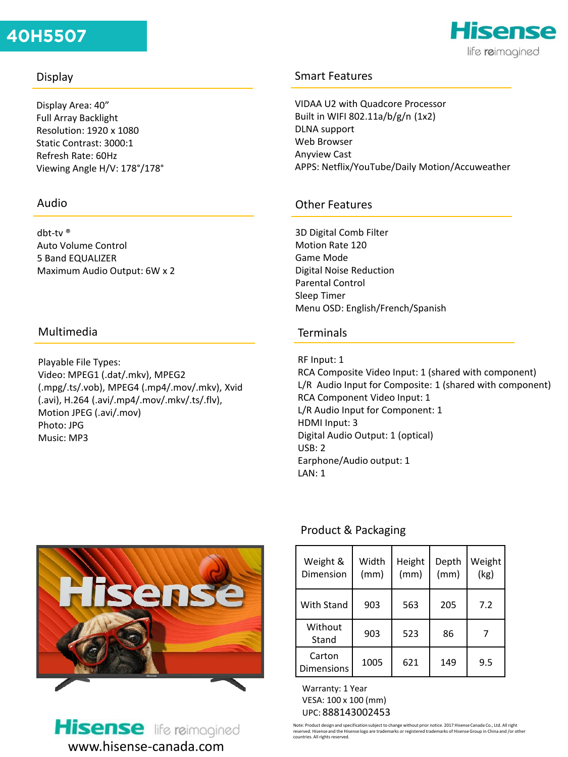# 40H5507

Hisense
life reimagined

## Display

Display Area: 40”
Full Array Backlight
Resolution: 1920 x 1080
Static Contrast: 3000:1
Refresh Rate: 60Hz
Viewing Angle H/V: 178°/178°

## Audio

dbt-tv ®
Auto Volume Control
5 Band EQUALIZER
Maximum Audio Output: 6W x 2

## Multimedia

Playable File Types:
Video: MPEG1 (.dat/.mkv), MPEG2 (.mpg/.ts/.vob), MPEG4 (.mp4/.mov/.mkv), Xvid (.avi), H.264 (.avi/.mp4/.mov/.mkv/.ts/.flv), Motion JPEG (.avi/.mov)
Photo: JPG
Music: MP3

## Smart Features

VIDAA U2 with Quadcore Processor
Built in WIFI 802.11a/b/g/n (1x2)
DLNA support
Web Browser
Anyview Cast
APPS: Netflix/YouTube/Daily Motion/Accuweather

## Other Features

3D Digital Comb Filter
Motion Rate 120
Game Mode
Digital Noise Reduction
Parental Control
Sleep Timer
Menu OSD: English/French/Spanish

## Terminals

RF Input: 1
RCA Composite Video Input: 1 (shared with component)
L/R Audio Input for Composite: 1 (shared with component)
RCA Component Video Input: 1
L/R Audio Input for Component: 1
HDMI Input: 3
Digital Audio Output: 1 (optical)
USB: 2
Earphone/Audio output: 1
LAN: 1

## Product & Packaging

| Weight & Dimension | Width (mm) | Height (mm) | Depth (mm) | Weight (kg) |
|---|---|---|---|---|
| With Stand | 903 | 563 | 205 | 7.2 |
| Without Stand | 903 | 523 | 86 | 7 |
| Carton Dimensions | 1005 | 621 | 149 | 9.5 |

Warranty: 1 Year
VESA: 100 x 100 (mm)
UPC: 888143002453

Note: Product design and specification subject to change without prior notice. 2017 Hisense Canada Co., Ltd. All right reserved. Hisense and the Hisense logo are trademarks or registered trademarks of Hisense Group in China and /or other countries. All rights reserved.

Hisense life reimagined
www.hisense-canada.com